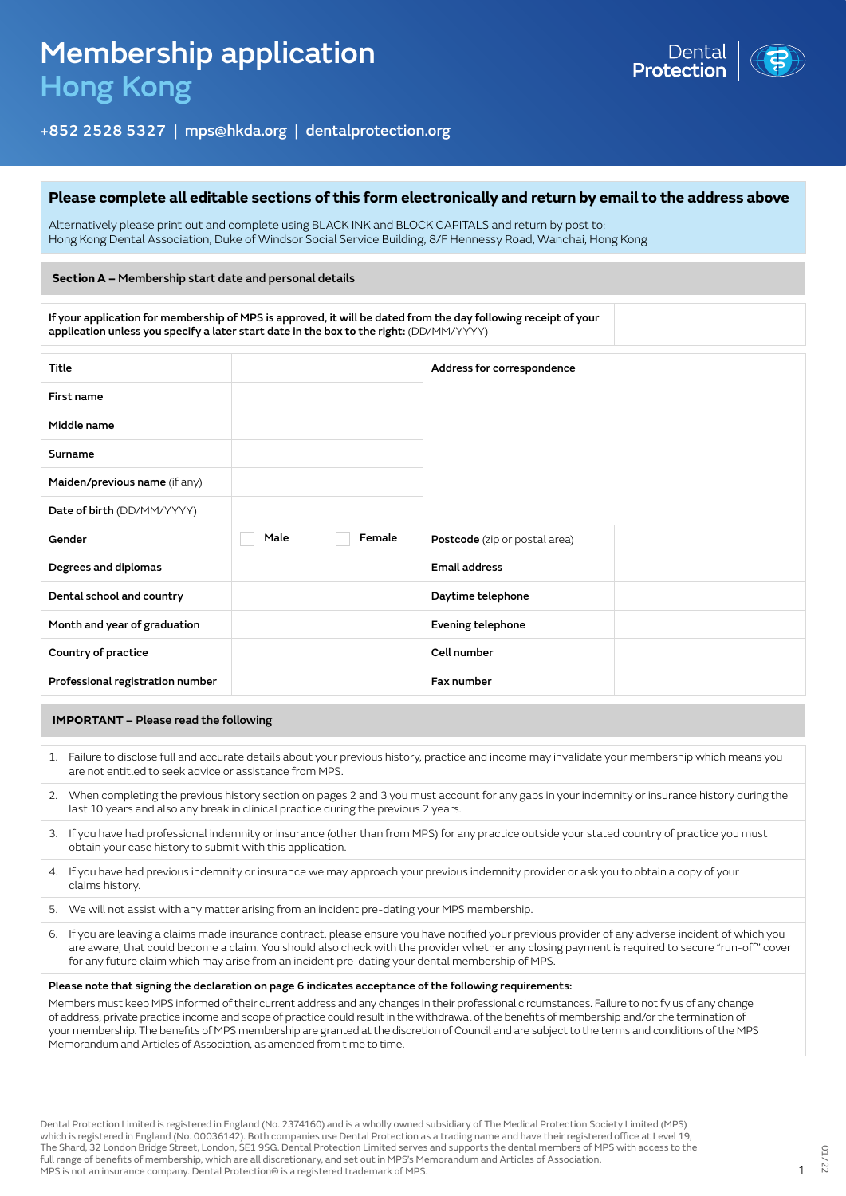# Membership application
## Hong Kong

Dental Protection

+852 2528 5327 | mps@hkda.org | dentalprotection.org

**Please complete all editable sections of this form electronically and return by email to the address above**

Alternatively please print out and complete using BLACK INK and BLOCK CAPITALS and return by post to:
Hong Kong Dental Association, Duke of Windsor Social Service Building, 8/F Hennessy Road, Wanchai, Hong Kong

### Section A – Membership start date and personal details

| **If your application for membership of MPS is approved, it will be dated from the day following receipt of your application unless you specify a later start date in the box to the right:** (DD/MM/YYYY) | |
|---|---|

| | | | |
|---|---|---|---|
| **Title** | | **Address for correspondence** | |
| **First name** | | | |
| **Middle name** | | | |
| **Surname** | | | |
| **Maiden/previous name** (if any) | | | |
| **Date of birth** (DD/MM/YYYY) | | | |
| **Gender** | ☐ Male ☐ Female | **Postcode** (zip or postal area) | |
| **Degrees and diplomas** | | **Email address** | |
| **Dental school and country** | | **Daytime telephone** | |
| **Month and year of graduation** | | **Evening telephone** | |
| **Country of practice** | | **Cell number** | |
| **Professional registration number** | | **Fax number** | |

### IMPORTANT – Please read the following

1. Failure to disclose full and accurate details about your previous history, practice and income may invalidate your membership which means you are not entitled to seek advice or assistance from MPS.
2. When completing the previous history section on pages 2 and 3 you must account for any gaps in your indemnity or insurance history during the last 10 years and also any break in clinical practice during the previous 2 years.
3. If you have had professional indemnity or insurance (other than from MPS) for any practice outside your stated country of practice you must obtain your case history to submit with this application.
4. If you have had previous indemnity or insurance we may approach your previous indemnity provider or ask you to obtain a copy of your claims history.
5. We will not assist with any matter arising from an incident pre-dating your MPS membership.
6. If you are leaving a claims made insurance contract, please ensure you have notified your previous provider of any adverse incident of which you are aware, that could become a claim. You should also check with the provider whether any closing payment is required to secure "run-off" cover for any future claim which may arise from an incident pre-dating your dental membership of MPS.

**Please note that signing the declaration on page 6 indicates acceptance of the following requirements:**

Members must keep MPS informed of their current address and any changes in their professional circumstances. Failure to notify us of any change of address, private practice income and scope of practice could result in the withdrawal of the benefits of membership and/or the termination of your membership. The benefits of MPS membership are granted at the discretion of Council and are subject to the terms and conditions of the MPS Memorandum and Articles of Association, as amended from time to time.

Dental Protection Limited is registered in England (No. 2374160) and is a wholly owned subsidiary of The Medical Protection Society Limited (MPS) which is registered in England (No. 00036142). Both companies use Dental Protection as a trading name and have their registered office at Level 19, The Shard, 32 London Bridge Street, London, SE1 9SG. Dental Protection Limited serves and supports the dental members of MPS with access to the full range of benefits of membership, which are all discretionary, and set out in MPS's Memorandum and Articles of Association. MPS is not an insurance company. Dental Protection® is a registered trademark of MPS.

01/22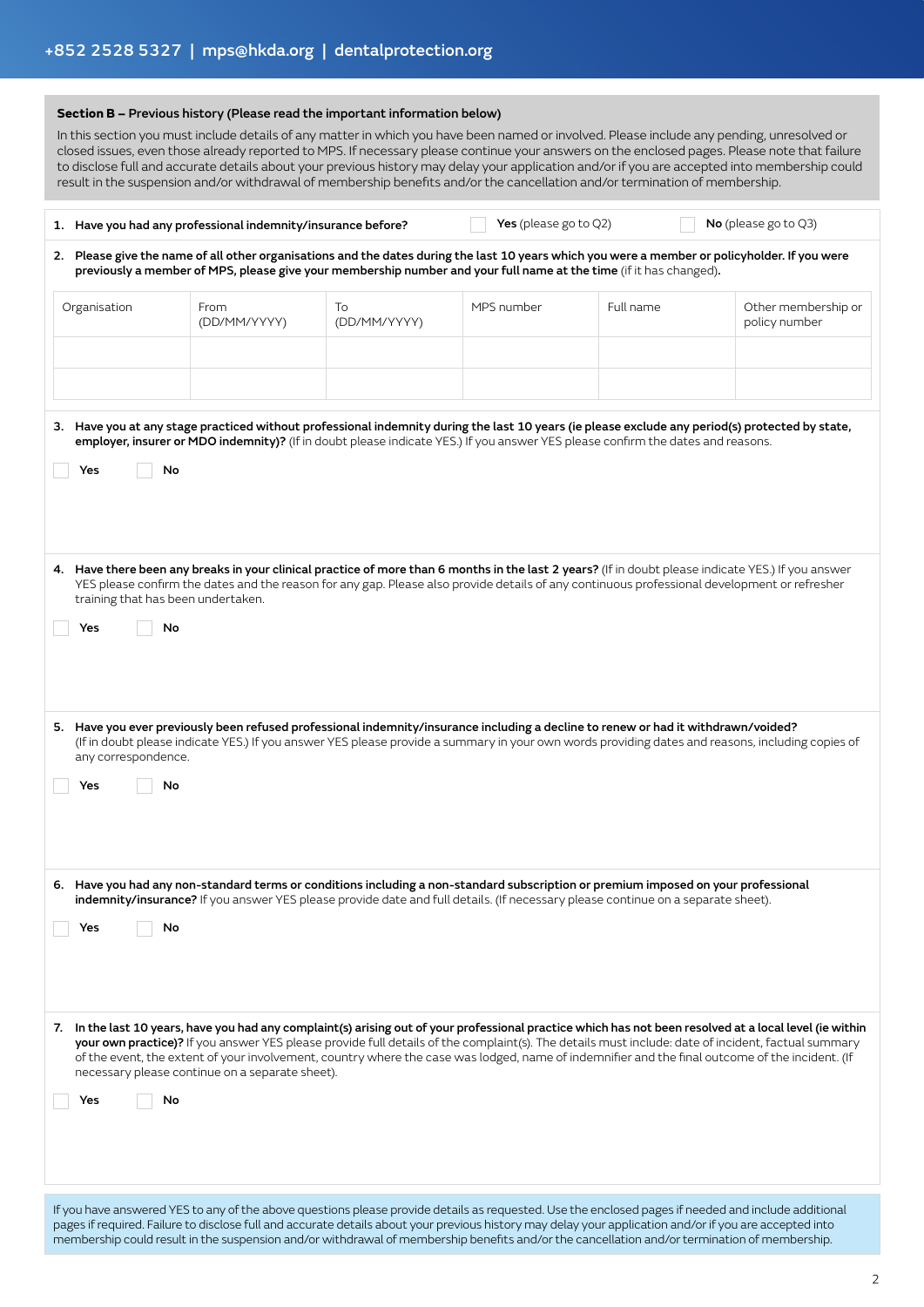## Section B – Previous history (Please read the important information below)

In this section you must include details of any matter in which you have been named or involved. Please include any pending, unresolved or closed issues, even those already reported to MPS. If necessary please continue your answers on the enclosed pages. Please note that failure to disclose full and accurate details about your previous history may delay your application and/or if you are accepted into membership could result in the suspension and/or withdrawal of membership benefits and/or the cancellation and/or termination of membership.

**1. Have you had any professional indemnity/insurance before?** ☐ **Yes** (please go to Q2) ☐ **No** (please go to Q3)

**2. Please give the name of all other organisations and the dates during the last 10 years which you were a member or policyholder. If you were previously a member of MPS, please give your membership number and your full name at the time** (if it has changed).

| Organisation | From (DD/MM/YYYY) | To (DD/MM/YYYY) | MPS number | Full name | Other membership or policy number |
|---|---|---|---|---|---|
| | | | | | |
| | | | | | |

**3. Have you at any stage practiced without professional indemnity during the last 10 years (ie please exclude any period(s) protected by state, employer, insurer or MDO indemnity)?** (If in doubt please indicate YES.) If you answer YES please confirm the dates and reasons.

☐ **Yes** ☐ **No**

**4. Have there been any breaks in your clinical practice of more than 6 months in the last 2 years?** (If in doubt please indicate YES.) If you answer YES please confirm the dates and the reason for any gap. Please also provide details of any continuous professional development or refresher training that has been undertaken.

☐ **Yes** ☐ **No**

**5. Have you ever previously been refused professional indemnity/insurance including a decline to renew or had it withdrawn/voided?** (If in doubt please indicate YES.) If you answer YES please provide a summary in your own words providing dates and reasons, including copies of any correspondence.

☐ **Yes** ☐ **No**

**6. Have you had any non-standard terms or conditions including a non-standard subscription or premium imposed on your professional indemnity/insurance?** If you answer YES please provide date and full details. (If necessary please continue on a separate sheet).

☐ **Yes** ☐ **No**

**7. In the last 10 years, have you had any complaint(s) arising out of your professional practice which has not been resolved at a local level (ie within your own practice)?** If you answer YES please provide full details of the complaint(s). The details must include: date of incident, factual summary of the event, the extent of your involvement, country where the case was lodged, name of indemnifier and the final outcome of the incident. (If necessary please continue on a separate sheet).

☐ **Yes** ☐ **No**

If you have answered YES to any of the above questions please provide details as requested. Use the enclosed pages if needed and include additional pages if required. Failure to disclose full and accurate details about your previous history may delay your application and/or if you are accepted into membership could result in the suspension and/or withdrawal of membership benefits and/or the cancellation and/or termination of membership.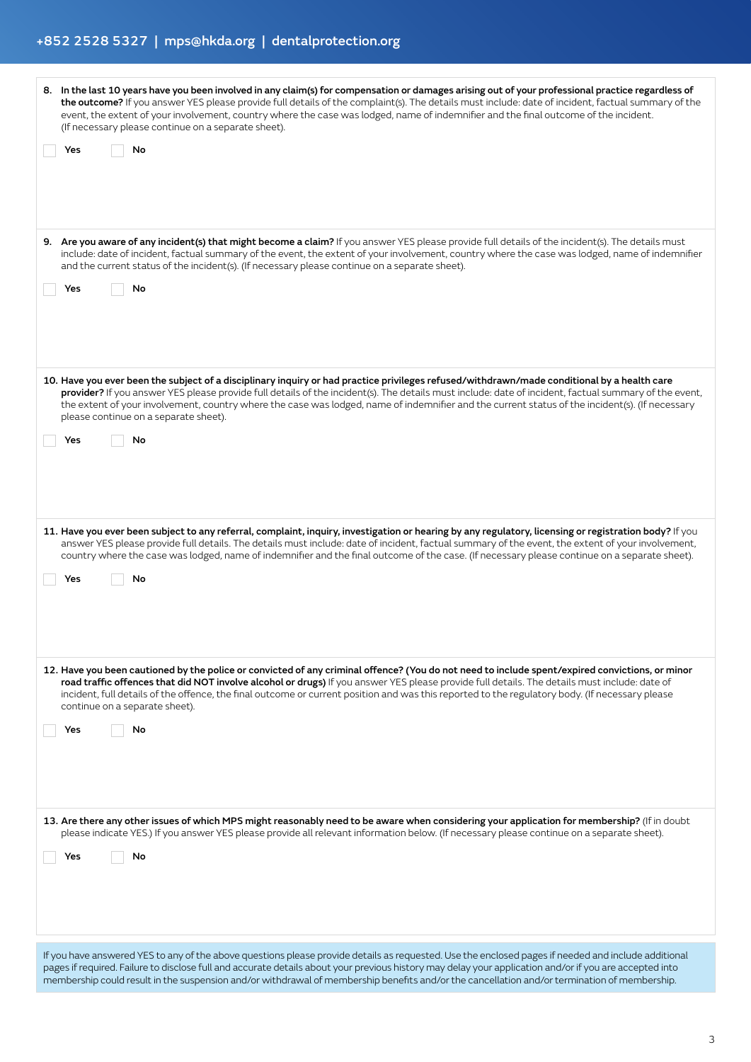8. **In the last 10 years have you been involved in any claim(s) for compensation or damages arising out of your professional practice regardless of the outcome?** If you answer YES please provide full details of the complaint(s). The details must include: date of incident, factual summary of the event, the extent of your involvement, country where the case was lodged, name of indemnifier and the final outcome of the incident. (If necessary please continue on a separate sheet).

☐ Yes ☐ No

9. **Are you aware of any incident(s) that might become a claim?** If you answer YES please provide full details of the incident(s). The details must include: date of incident, factual summary of the event, the extent of your involvement, country where the case was lodged, name of indemnifier and the current status of the incident(s). (If necessary please continue on a separate sheet).

☐ Yes ☐ No

10. **Have you ever been the subject of a disciplinary inquiry or had practice privileges refused/withdrawn/made conditional by a health care provider?** If you answer YES please provide full details of the incident(s). The details must include: date of incident, factual summary of the event, the extent of your involvement, country where the case was lodged, name of indemnifier and the current status of the incident(s). (If necessary please continue on a separate sheet).

☐ Yes ☐ No

11. **Have you ever been subject to any referral, complaint, inquiry, investigation or hearing by any regulatory, licensing or registration body?** If you answer YES please provide full details. The details must include: date of incident, factual summary of the event, the extent of your involvement, country where the case was lodged, name of indemnifier and the final outcome of the case. (If necessary please continue on a separate sheet).

☐ Yes ☐ No

12. **Have you been cautioned by the police or convicted of any criminal offence? (You do not need to include spent/expired convictions, or minor road traffic offences that did NOT involve alcohol or drugs)** If you answer YES please provide full details. The details must include: date of incident, full details of the offence, the final outcome or current position and was this reported to the regulatory body. (If necessary please continue on a separate sheet).

☐ Yes ☐ No

13. **Are there any other issues of which MPS might reasonably need to be aware when considering your application for membership?** (If in doubt please indicate YES.) If you answer YES please provide all relevant information below. (If necessary please continue on a separate sheet).

☐ Yes ☐ No

If you have answered YES to any of the above questions please provide details as requested. Use the enclosed pages if needed and include additional pages if required. Failure to disclose full and accurate details about your previous history may delay your application and/or if you are accepted into membership could result in the suspension and/or withdrawal of membership benefits and/or the cancellation and/or termination of membership.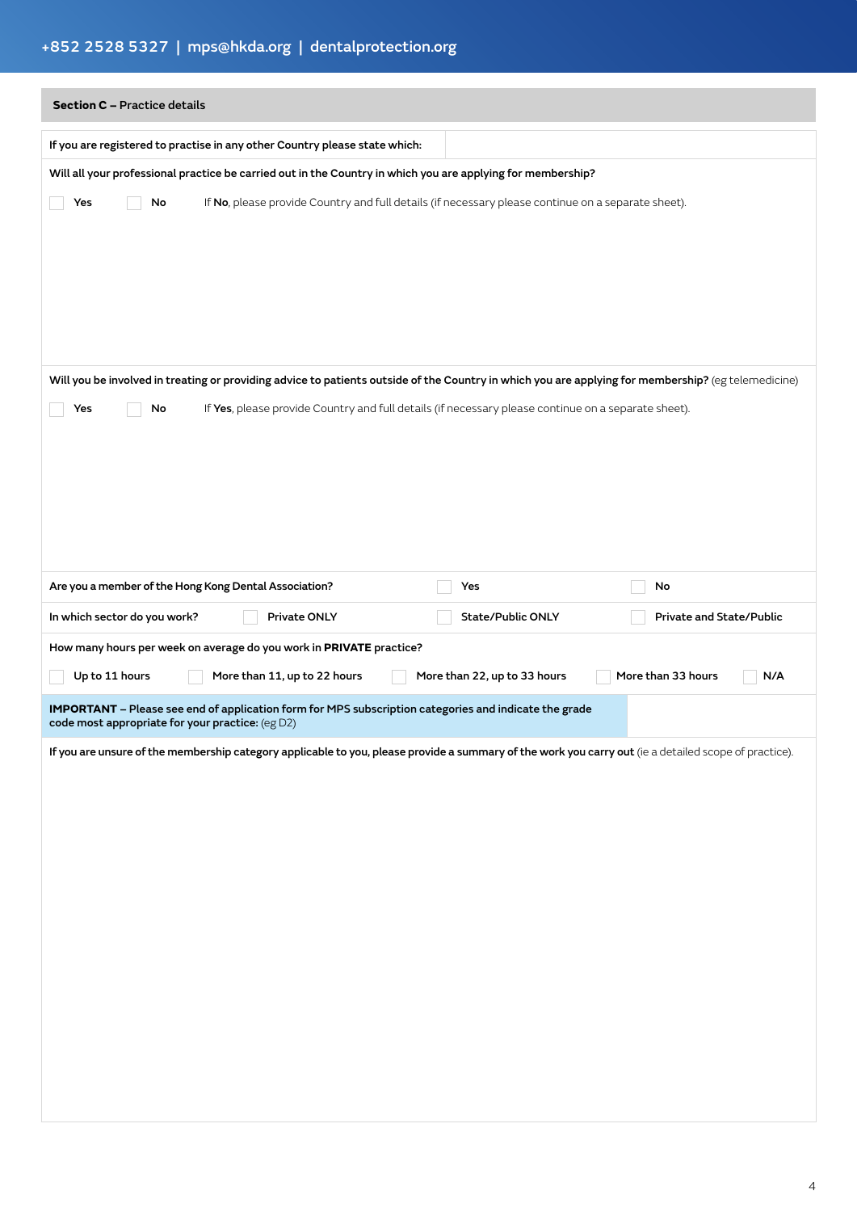+852 2528 5327 | mps@hkda.org | dentalprotection.org

## Section C – Practice details

**If you are registered to practise in any other Country please state which:**

**Will all your professional practice be carried out in the Country in which you are applying for membership?**

☐ **Yes** ☐ **No** If **No**, please provide Country and full details (if necessary please continue on a separate sheet).

**Will you be involved in treating or providing advice to patients outside of the Country in which you are applying for membership?** (eg telemedicine)

☐ **Yes** ☐ **No** If **Yes**, please provide Country and full details (if necessary please continue on a separate sheet).

**Are you a member of the Hong Kong Dental Association?** ☐ **Yes** ☐ **No**

**In which sector do you work?** ☐ **Private ONLY** ☐ **State/Public ONLY** ☐ **Private and State/Public**

**How many hours per week on average do you work in PRIVATE practice?**

☐ **Up to 11 hours** ☐ **More than 11, up to 22 hours** ☐ **More than 22, up to 33 hours** ☐ **More than 33 hours** ☐ **N/A**

**IMPORTANT – Please see end of application form for MPS subscription categories and indicate the grade code most appropriate for your practice:** (eg D2)

**If you are unsure of the membership category applicable to you, please provide a summary of the work you carry out** (ie a detailed scope of practice).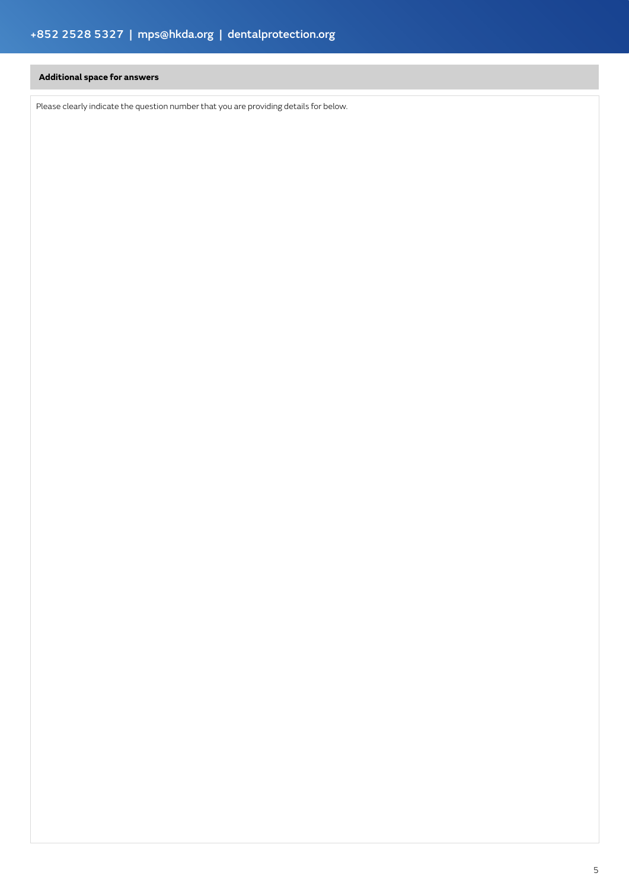**Additional space for answers**

Please clearly indicate the question number that you are providing details for below.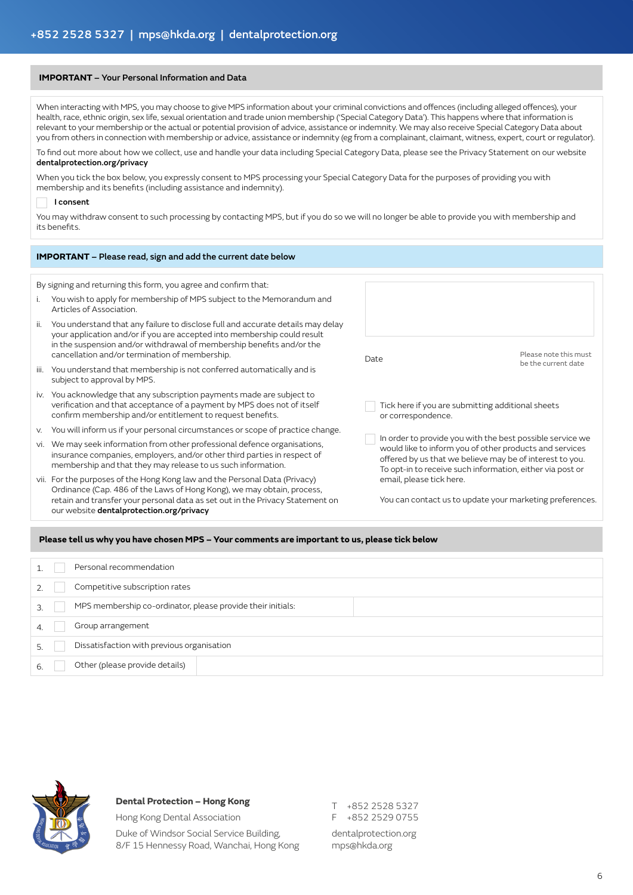+852 2528 5327 | mps@hkda.org | dentalprotection.org

## IMPORTANT – Your Personal Information and Data

When interacting with MPS, you may choose to give MPS information about your criminal convictions and offences (including alleged offences), your health, race, ethnic origin, sex life, sexual orientation and trade union membership ('Special Category Data'). This happens where that information is relevant to your membership or the actual or potential provision of advice, assistance or indemnity. We may also receive Special Category Data about you from others in connection with membership or advice, assistance or indemnity (eg from a complainant, claimant, witness, expert, court or regulator).

To find out more about how we collect, use and handle your data including Special Category Data, please see the Privacy Statement on our website **dentalprotection.org/privacy**

When you tick the box below, you expressly consent to MPS processing your Special Category Data for the purposes of providing you with membership and its benefits (including assistance and indemnity).

☐ **I consent**

You may withdraw consent to such processing by contacting MPS, but if you do so we will no longer be able to provide you with membership and its benefits.

## IMPORTANT – Please read, sign and add the current date below

By signing and returning this form, you agree and confirm that:

i. You wish to apply for membership of MPS subject to the Memorandum and Articles of Association.

ii. You understand that any failure to disclose full and accurate details may delay your application and/or if you are accepted into membership could result in the suspension and/or withdrawal of membership benefits and/or the cancellation and/or termination of membership.

iii. You understand that membership is not conferred automatically and is subject to approval by MPS.

iv. You acknowledge that any subscription payments made are subject to verification and that acceptance of a payment by MPS does not of itself confirm membership and/or entitlement to request benefits.

v. You will inform us if your personal circumstances or scope of practice change.

vi. We may seek information from other professional defence organisations, insurance companies, employers, and/or other third parties in respect of membership and that they may release to us such information.

vii. For the purposes of the Hong Kong law and the Personal Data (Privacy) Ordinance (Cap. 486 of the Laws of Hong Kong), we may obtain, process, retain and transfer your personal data as set out in the Privacy Statement on our website **dentalprotection.org/privacy**

Date ______________ Please note this must be the current date

☐ Tick here if you are submitting additional sheets or correspondence.

☐ In order to provide you with the best possible service we would like to inform you of other products and services offered by us that we believe may be of interest to you. To opt-in to receive such information, either via post or email, please tick here.

You can contact us to update your marketing preferences.

## Please tell us why you have chosen MPS – Your comments are important to us, please tick below

| | | | |
|---|---|---|---|
| 1. | ☐ | Personal recommendation | |
| 2. | ☐ | Competitive subscription rates | |
| 3. | ☐ | MPS membership co-ordinator, please provide their initials: | |
| 4. | ☐ | Group arrangement | |
| 5. | ☐ | Dissatisfaction with previous organisation | |
| 6. | ☐ | Other (please provide details) | |

**Dental Protection – Hong Kong**

Hong Kong Dental Association

Duke of Windsor Social Service Building,
8/F 15 Hennessy Road, Wanchai, Hong Kong

T +852 2528 5327
F +852 2529 0755

dentalprotection.org
mps@hkda.org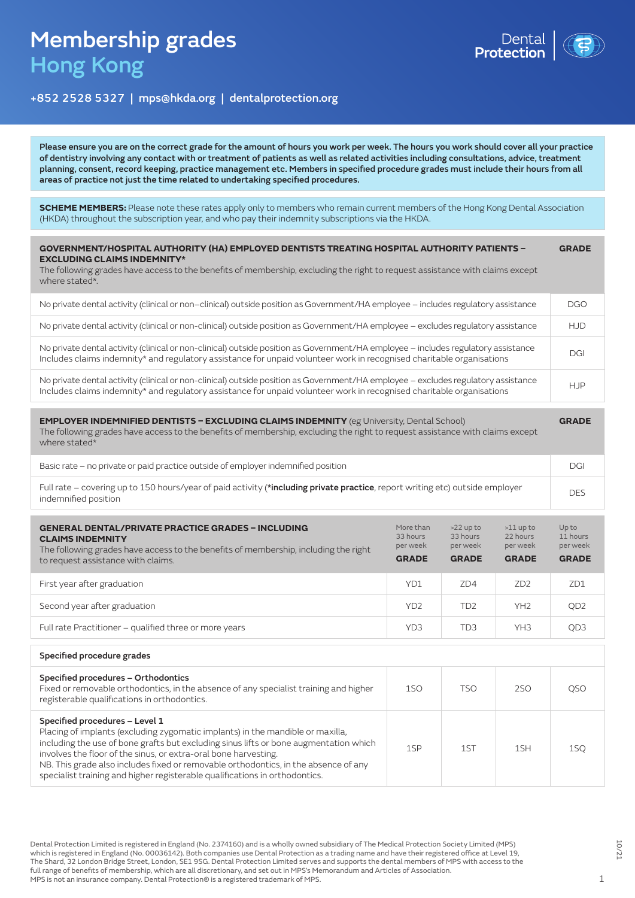# Membership grades
## Hong Kong

**Dental Protection**

+852 2528 5327 | mps@hkda.org | dentalprotection.org

**Please ensure you are on the correct grade for the amount of hours you work per week. The hours you work should cover all your practice of dentistry involving any contact with or treatment of patients as well as related activities including consultations, advice, treatment planning, consent, record keeping, practice management etc. Members in specified procedure grades must include their hours from all areas of practice not just the time related to undertaking specified procedures.**

**SCHEME MEMBERS:** Please note these rates apply only to members who remain current members of the Hong Kong Dental Association (HKDA) throughout the subscription year, and who pay their indemnity subscriptions via the HKDA.

| **GOVERNMENT/HOSPITAL AUTHORITY (HA) EMPLOYED DENTISTS TREATING HOSPITAL AUTHORITY PATIENTS – EXCLUDING CLAIMS INDEMNITY*** The following grades have access to the benefits of membership, excluding the right to request assistance with claims except where stated*. | **GRADE** |
|---|---|
| No private dental activity (clinical or non–clinical) outside position as Government/HA employee – includes regulatory assistance | DGO |
| No private dental activity (clinical or non-clinical) outside position as Government/HA employee – excludes regulatory assistance | HJD |
| No private dental activity (clinical or non-clinical) outside position as Government/HA employee – includes regulatory assistance Includes claims indemnity* and regulatory assistance for unpaid volunteer work in recognised charitable organisations | DGI |
| No private dental activity (clinical or non-clinical) outside position as Government/HA employee – excludes regulatory assistance Includes claims indemnity* and regulatory assistance for unpaid volunteer work in recognised charitable organisations | HJP |

| **EMPLOYER INDEMNIFIED DENTISTS – EXCLUDING CLAIMS INDEMNITY** (eg University, Dental School) The following grades have access to the benefits of membership, excluding the right to request assistance with claims except where stated* | **GRADE** |
|---|---|
| Basic rate – no private or paid practice outside of employer indemnified position | DGI |
| Full rate – covering up to 150 hours/year of paid activity (***including private practice**, report writing etc) outside employer indemnified position | DES |

| **GENERAL DENTAL/PRIVATE PRACTICE GRADES – INCLUDING CLAIMS INDEMNITY** The following grades have access to the benefits of membership, including the right to request assistance with claims. | More than 33 hours per week **GRADE** | >22 up to 33 hours per week **GRADE** | >11 up to 22 hours per week **GRADE** | Up to 11 hours per week **GRADE** |
|---|---|---|---|---|
| First year after graduation | YD1 | ZD4 | ZD2 | ZD1 |
| Second year after graduation | YD2 | TD2 | YH2 | QD2 |
| Full rate Practitioner – qualified three or more years | YD3 | TD3 | YH3 | QD3 |
| **Specified procedure grades** | | | | |
| **Specified procedures – Orthodontics** Fixed or removable orthodontics, in the absence of any specialist training and higher registerable qualifications in orthodontics. | 1SO | TSO | 2SO | QSO |
| **Specified procedures – Level 1** Placing of implants (excluding zygomatic implants) in the mandible or maxilla, including the use of bone grafts but excluding sinus lifts or bone augmentation which involves the floor of the sinus, or extra-oral bone harvesting. NB. This grade also includes fixed or removable orthodontics, in the absence of any specialist training and higher registerable qualifications in orthodontics. | 1SP | 1ST | 1SH | 1SQ |

Dental Protection Limited is registered in England (No. 2374160) and is a wholly owned subsidiary of The Medical Protection Society Limited (MPS) which is registered in England (No. 00036142). Both companies use Dental Protection as a trading name and have their registered office at Level 19, The Shard, 32 London Bridge Street, London, SE1 9SG. Dental Protection Limited serves and supports the dental members of MPS with access to the full range of benefits of membership, which are all discretionary, and set out in MPS's Memorandum and Articles of Association. MPS is not an insurance company. Dental Protection® is a registered trademark of MPS.

10/21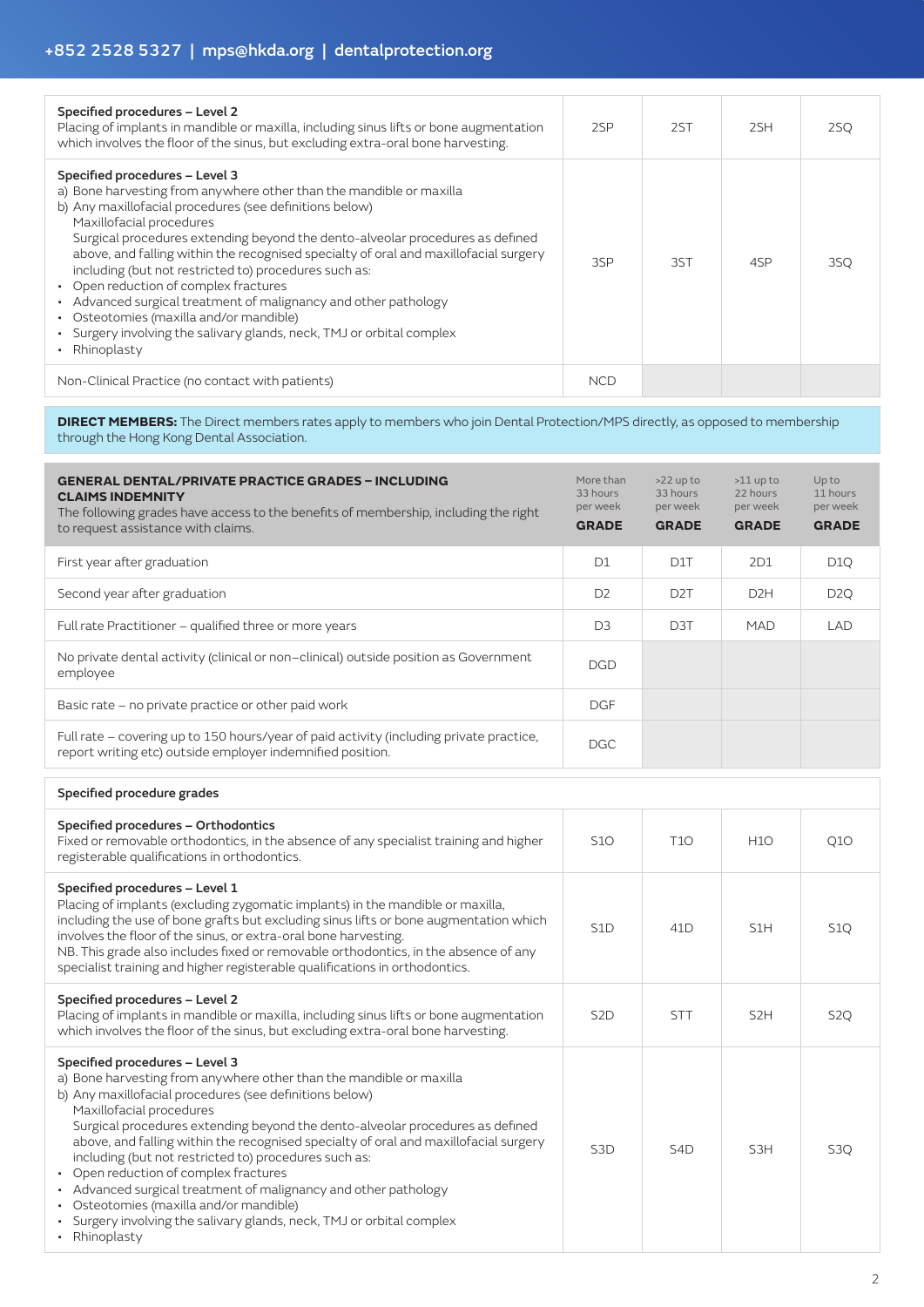| | | | | |
|---|---|---|---|---|
| **Specified procedures – Level 2**<br>Placing of implants in mandible or maxilla, including sinus lifts or bone augmentation which involves the floor of the sinus, but excluding extra-oral bone harvesting. | 2SP | 2ST | 2SH | 2SQ |
| **Specified procedures – Level 3**<br>a) Bone harvesting from anywhere other than the mandible or maxilla<br>b) Any maxillofacial procedures (see definitions below)<br>Maxillofacial procedures<br>Surgical procedures extending beyond the dento-alveolar procedures as defined above, and falling within the recognised specialty of oral and maxillofacial surgery including (but not restricted to) procedures such as:<br>• Open reduction of complex fractures<br>• Advanced surgical treatment of malignancy and other pathology<br>• Osteotomies (maxilla and/or mandible)<br>• Surgery involving the salivary glands, neck, TMJ or orbital complex<br>• Rhinoplasty | 3SP | 3ST | 4SP | 3SQ |
| Non-Clinical Practice (no contact with patients) | NCD | | | |

**DIRECT MEMBERS:** The Direct members rates apply to members who join Dental Protection/MPS directly, as opposed to membership through the Hong Kong Dental Association.

| **GENERAL DENTAL/PRIVATE PRACTICE GRADES – INCLUDING CLAIMS INDEMNITY**<br>The following grades have access to the benefits of membership, including the right to request assistance with claims. | More than 33 hours per week<br>**GRADE** | >22 up to 33 hours per week<br>**GRADE** | >11 up to 22 hours per week<br>**GRADE** | Up to 11 hours per week<br>**GRADE** |
|---|---|---|---|---|
| First year after graduation | D1 | D1T | 2D1 | D1Q |
| Second year after graduation | D2 | D2T | D2H | D2Q |
| Full rate Practitioner – qualified three or more years | D3 | D3T | MAD | LAD |
| No private dental activity (clinical or non–clinical) outside position as Government employee | DGD | | | |
| Basic rate – no private practice or other paid work | DGF | | | |
| Full rate – covering up to 150 hours/year of paid activity (including private practice, report writing etc) outside employer indemnified position. | DGC | | | |
| **Specified procedure grades** | | | | |
| **Specified procedures – Orthodontics**<br>Fixed or removable orthodontics, in the absence of any specialist training and higher registerable qualifications in orthodontics. | S1O | T1O | H1O | Q1O |
| **Specified procedures – Level 1**<br>Placing of implants (excluding zygomatic implants) in the mandible or maxilla, including the use of bone grafts but excluding sinus lifts or bone augmentation which involves the floor of the sinus, or extra-oral bone harvesting.<br>NB. This grade also includes fixed or removable orthodontics, in the absence of any specialist training and higher registerable qualifications in orthodontics. | S1D | 41D | S1H | S1Q |
| **Specified procedures – Level 2**<br>Placing of implants in mandible or maxilla, including sinus lifts or bone augmentation which involves the floor of the sinus, but excluding extra-oral bone harvesting. | S2D | STT | S2H | S2Q |
| **Specified procedures – Level 3**<br>a) Bone harvesting from anywhere other than the mandible or maxilla<br>b) Any maxillofacial procedures (see definitions below)<br>Maxillofacial procedures<br>Surgical procedures extending beyond the dento-alveolar procedures as defined above, and falling within the recognised specialty of oral and maxillofacial surgery including (but not restricted to) procedures such as:<br>• Open reduction of complex fractures<br>• Advanced surgical treatment of malignancy and other pathology<br>• Osteotomies (maxilla and/or mandible)<br>• Surgery involving the salivary glands, neck, TMJ or orbital complex<br>• Rhinoplasty | S3D | S4D | S3H | S3Q |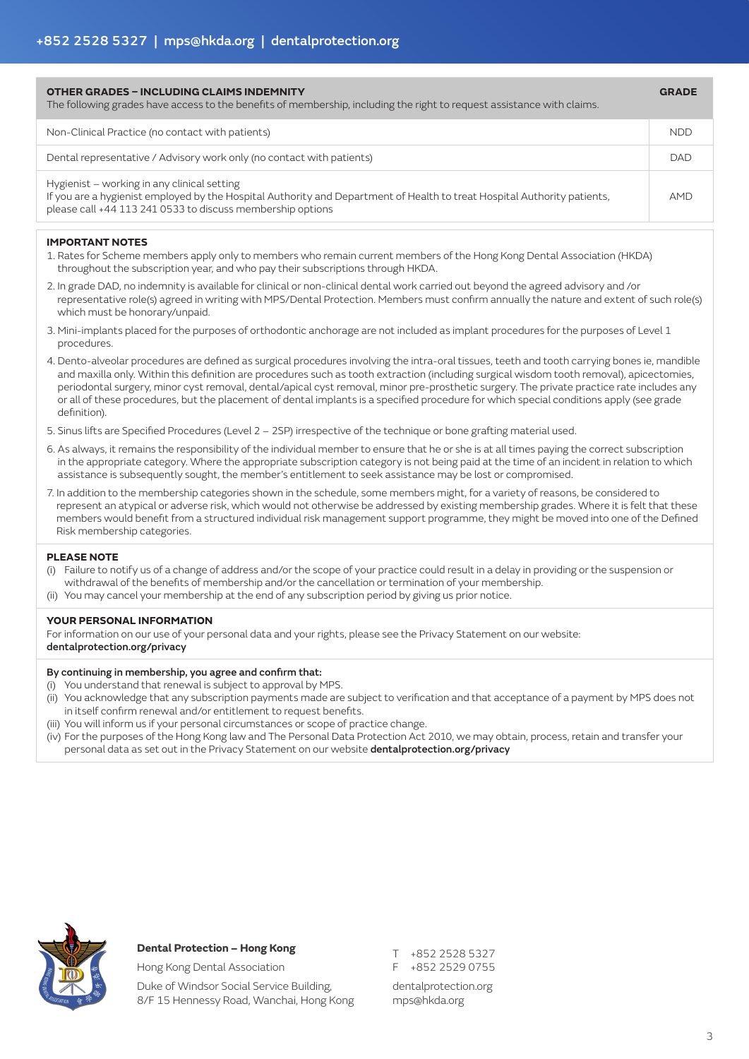| **OTHER GRADES – INCLUDING CLAIMS INDEMNITY**<br>The following grades have access to the benefits of membership, including the right to request assistance with claims. | **GRADE** |
|---|---|
| Non-Clinical Practice (no contact with patients) | NDD |
| Dental representative / Advisory work only (no contact with patients) | DAD |
| Hygienist – working in any clinical setting<br>If you are a hygienist employed by the Hospital Authority and Department of Health to treat Hospital Authority patients, please call +44 113 241 0533 to discuss membership options | AMD |

## IMPORTANT NOTES

1. Rates for Scheme members apply only to members who remain current members of the Hong Kong Dental Association (HKDA) throughout the subscription year, and who pay their subscriptions through HKDA.
2. In grade DAD, no indemnity is available for clinical or non-clinical dental work carried out beyond the agreed advisory and /or representative role(s) agreed in writing with MPS/Dental Protection. Members must confirm annually the nature and extent of such role(s) which must be honorary/unpaid.
3. Mini-implants placed for the purposes of orthodontic anchorage are not included as implant procedures for the purposes of Level 1 procedures.
4. Dento-alveolar procedures are defined as surgical procedures involving the intra-oral tissues, teeth and tooth carrying bones ie, mandible and maxilla only. Within this definition are procedures such as tooth extraction (including surgical wisdom tooth removal), apicectomies, periodontal surgery, minor cyst removal, dental/apical cyst removal, minor pre-prosthetic surgery. The private practice rate includes any or all of these procedures, but the placement of dental implants is a specified procedure for which special conditions apply (see grade definition).
5. Sinus lifts are Specified Procedures (Level 2 – 2SP) irrespective of the technique or bone grafting material used.
6. As always, it remains the responsibility of the individual member to ensure that he or she is at all times paying the correct subscription in the appropriate category. Where the appropriate subscription category is not being paid at the time of an incident in relation to which assistance is subsequently sought, the member's entitlement to seek assistance may be lost or compromised.
7. In addition to the membership categories shown in the schedule, some members might, for a variety of reasons, be considered to represent an atypical or adverse risk, which would not otherwise be addressed by existing membership grades. Where it is felt that these members would benefit from a structured individual risk management support programme, they might be moved into one of the Defined Risk membership categories.

## PLEASE NOTE

(i) Failure to notify us of a change of address and/or the scope of your practice could result in a delay in providing or the suspension or withdrawal of the benefits of membership and/or the cancellation or termination of your membership.

(ii) You may cancel your membership at the end of any subscription period by giving us prior notice.

## YOUR PERSONAL INFORMATION

For information on our use of your personal data and your rights, please see the Privacy Statement on our website:
**dentalprotection.org/privacy**

**By continuing in membership, you agree and confirm that:**

(i) You understand that renewal is subject to approval by MPS.

(ii) You acknowledge that any subscription payments made are subject to verification and that acceptance of a payment by MPS does not in itself confirm renewal and/or entitlement to request benefits.

(iii) You will inform us if your personal circumstances or scope of practice change.

(iv) For the purposes of the Hong Kong law and The Personal Data Protection Act 2010, we may obtain, process, retain and transfer your personal data as set out in the Privacy Statement on our website **dentalprotection.org/privacy**

**Dental Protection – Hong Kong**

Hong Kong Dental Association

Duke of Windsor Social Service Building,
8/F 15 Hennessy Road, Wanchai, Hong Kong

T +852 2528 5327
F +852 2529 0755

dentalprotection.org
mps@hkda.org